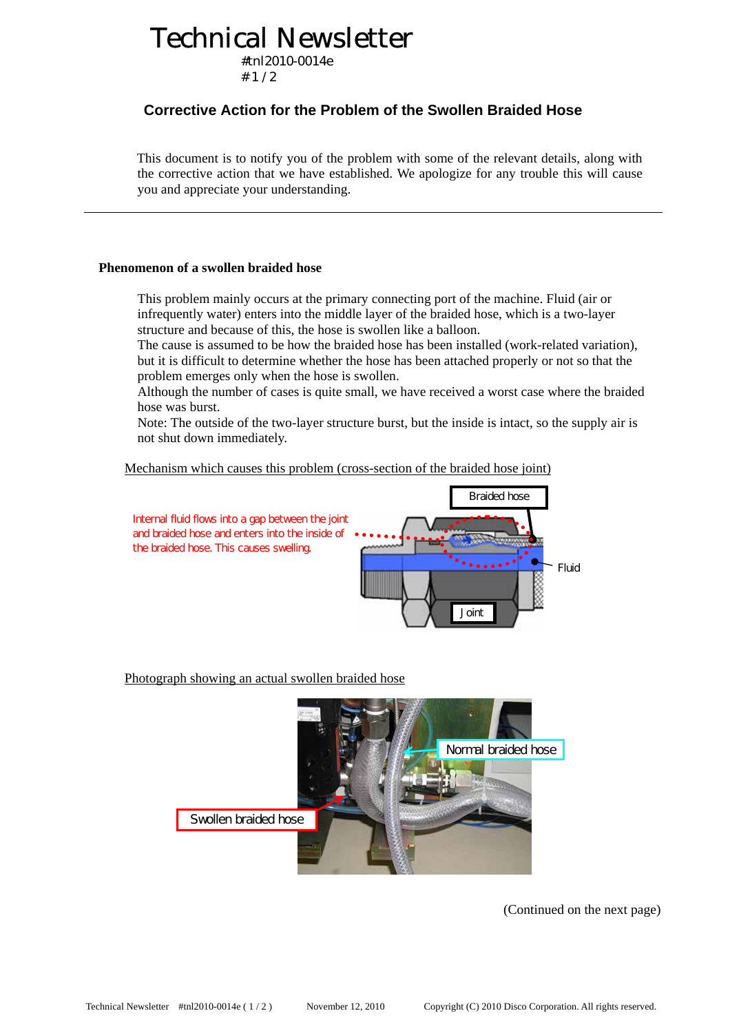# Technical Newsletter

#tnl2010-0014e
#1 / 2

## Corrective Action for the Problem of the Swollen Braided Hose

This document is to notify you of the problem with some of the relevant details, along with the corrective action that we have established. We apologize for any trouble this will cause you and appreciate your understanding.

---

### Phenomenon of a swollen braided hose

This problem mainly occurs at the primary connecting port of the machine. Fluid (air or infrequently water) enters into the middle layer of the braided hose, which is a two-layer structure and because of this, the hose is swollen like a balloon.
The cause is assumed to be how the braided hose has been installed (work-related variation), but it is difficult to determine whether the hose has been attached properly or not so that the problem emerges only when the hose is swollen.
Although the number of cases is quite small, we have received a worst case where the braided hose was burst.
Note: The outside of the two-layer structure burst, but the inside is intact, so the supply air is not shut down immediately.

Mechanism which causes this problem (cross-section of the braided hose joint)

Internal fluid flows into a gap between the joint and braided hose and enters into the inside of the braided hose. This causes swelling.

Braided hose

Fluid

Joint

Photograph showing an actual swollen braided hose

Normal braided hose

Swollen braided hose

(Continued on the next page)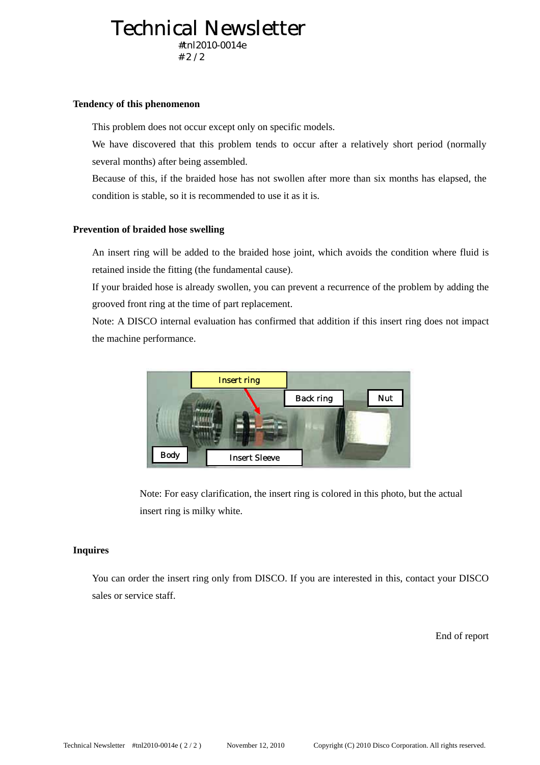# Technical Newsletter

#tnl2010-0014e

#2 / 2

**Tendency of this phenomenon**

This problem does not occur except only on specific models.

We have discovered that this problem tends to occur after a relatively short period (normally several months) after being assembled.

Because of this, if the braided hose has not swollen after more than six months has elapsed, the condition is stable, so it is recommended to use it as it is.

**Prevention of braided hose swelling**

An insert ring will be added to the braided hose joint, which avoids the condition where fluid is retained inside the fitting (the fundamental cause).

If your braided hose is already swollen, you can prevent a recurrence of the problem by adding the grooved front ring at the time of part replacement.

Note: A DISCO internal evaluation has confirmed that addition if this insert ring does not impact the machine performance.

Insert ring

Back ring

Nut

Body

Insert Sleeve

Note: For easy clarification, the insert ring is colored in this photo, but the actual insert ring is milky white.

**Inquires**

You can order the insert ring only from DISCO. If you are interested in this, contact your DISCO sales or service staff.

End of report